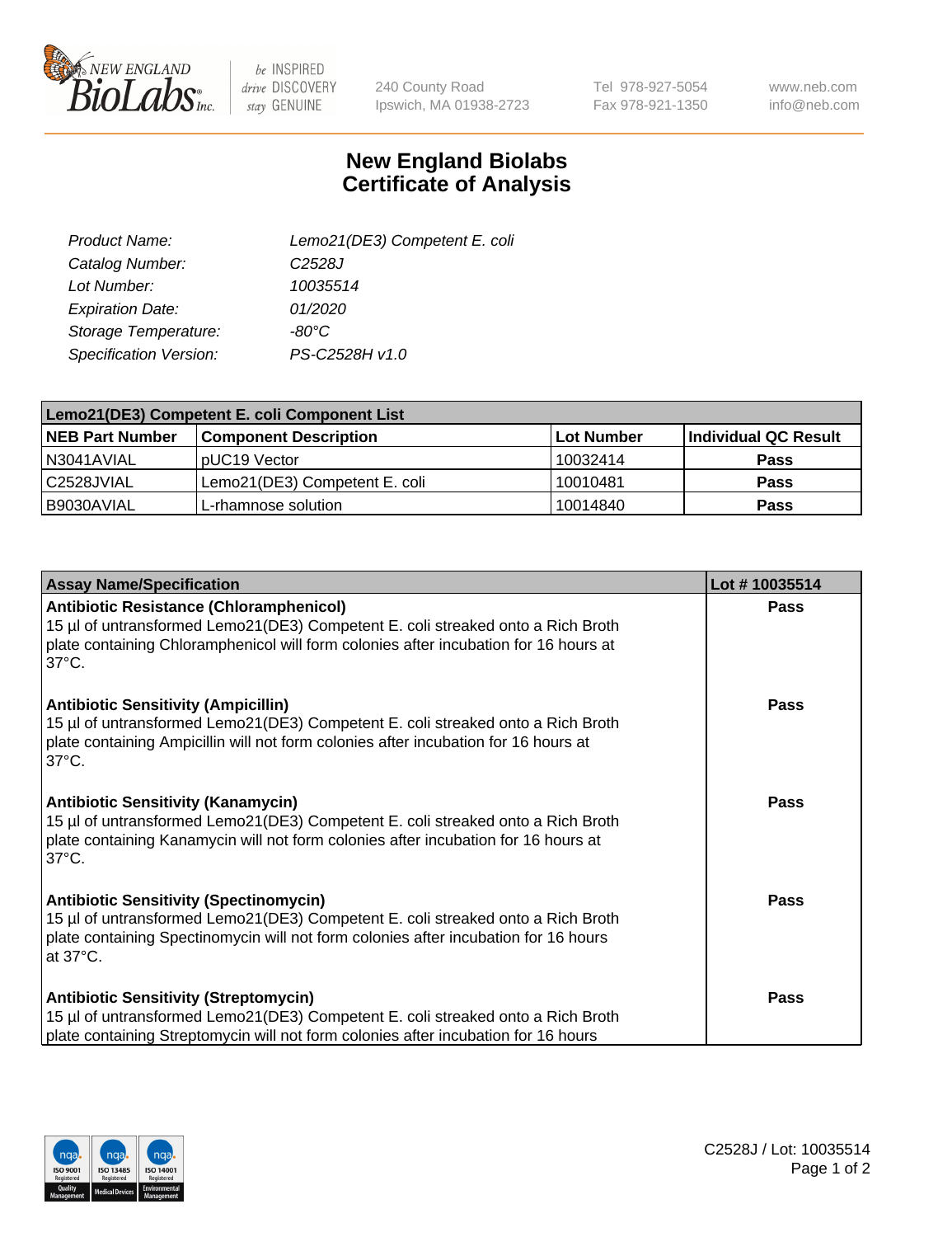# New England Biolabs Certificate of Analysis

| | |
|---|---|
| *Product Name:* | *Lemo21(DE3) Competent E. coli* |
| *Catalog Number:* | *C2528J* |
| *Lot Number:* | *10035514* |
| *Expiration Date:* | *01/2020* |
| *Storage Temperature:* | *-80°C* |
| *Specification Version:* | *PS-C2528H v1.0* |

| Lemo21(DE3) Competent E. coli Component List | | | |
|---|---|---|---|
| **NEB Part Number** | **Component Description** | **Lot Number** | **Individual QC Result** |
| N3041AVIAL | pUC19 Vector | 10032414 | **Pass** |
| C2528JVIAL | Lemo21(DE3) Competent E. coli | 10010481 | **Pass** |
| B9030AVIAL | L-rhamnose solution | 10014840 | **Pass** |

| Assay Name/Specification | Lot # 10035514 |
|---|---|
| **Antibiotic Resistance (Chloramphenicol)**<br>15 µl of untransformed Lemo21(DE3) Competent E. coli streaked onto a Rich Broth plate containing Chloramphenicol will form colonies after incubation for 16 hours at 37°C. | **Pass** |
| **Antibiotic Sensitivity (Ampicillin)**<br>15 µl of untransformed Lemo21(DE3) Competent E. coli streaked onto a Rich Broth plate containing Ampicillin will not form colonies after incubation for 16 hours at 37°C. | **Pass** |
| **Antibiotic Sensitivity (Kanamycin)**<br>15 µl of untransformed Lemo21(DE3) Competent E. coli streaked onto a Rich Broth plate containing Kanamycin will not form colonies after incubation for 16 hours at 37°C. | **Pass** |
| **Antibiotic Sensitivity (Spectinomycin)**<br>15 µl of untransformed Lemo21(DE3) Competent E. coli streaked onto a Rich Broth plate containing Spectinomycin will not form colonies after incubation for 16 hours at 37°C. | **Pass** |
| **Antibiotic Sensitivity (Streptomycin)**<br>15 µl of untransformed Lemo21(DE3) Competent E. coli streaked onto a Rich Broth plate containing Streptomycin will not form colonies after incubation for 16 hours | **Pass** |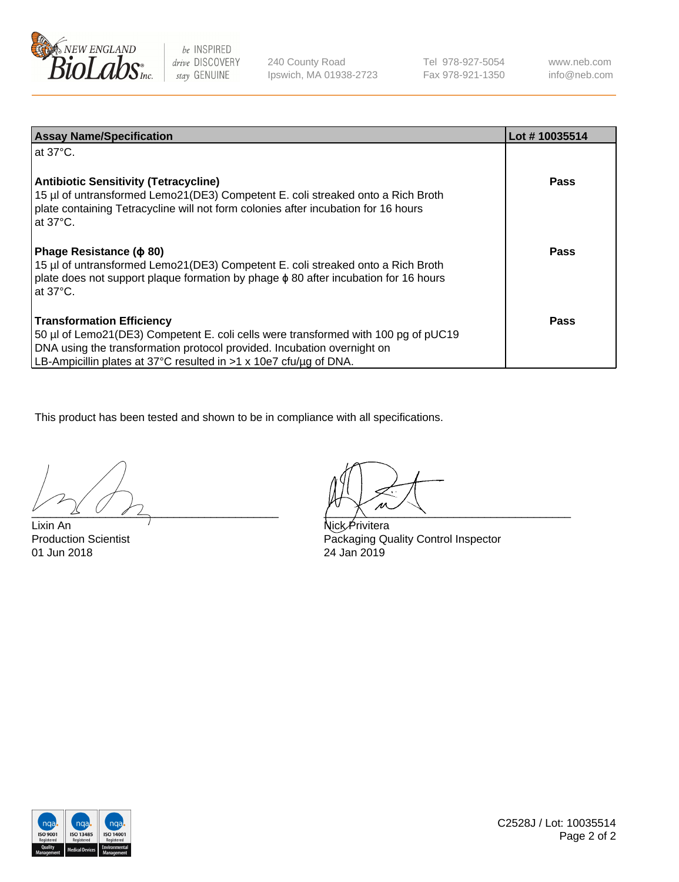| Assay Name/Specification | Lot # 10035514 |
| --- | --- |
| at 37°C. | |
| **Antibiotic Sensitivity (Tetracycline)**<br>15 µl of untransformed Lemo21(DE3) Competent E. coli streaked onto a Rich Broth plate containing Tetracycline will not form colonies after incubation for 16 hours at 37°C. | **Pass** |
| **Phage Resistance (ϕ 80)**<br>15 µl of untransformed Lemo21(DE3) Competent E. coli streaked onto a Rich Broth plate does not support plaque formation by phage ϕ 80 after incubation for 16 hours at 37°C. | **Pass** |
| **Transformation Efficiency**<br>50 µl of Lemo21(DE3) Competent E. coli cells were transformed with 100 pg of pUC19 DNA using the transformation protocol provided. Incubation overnight on LB-Ampicillin plates at 37°C resulted in >1 x 10e7 cfu/µg of DNA. | **Pass** |

This product has been tested and shown to be in compliance with all specifications.

Lixin An
Production Scientist
01 Jun 2018

Nick Privitera
Packaging Quality Control Inspector
24 Jan 2019

C2528J / Lot: 10035514